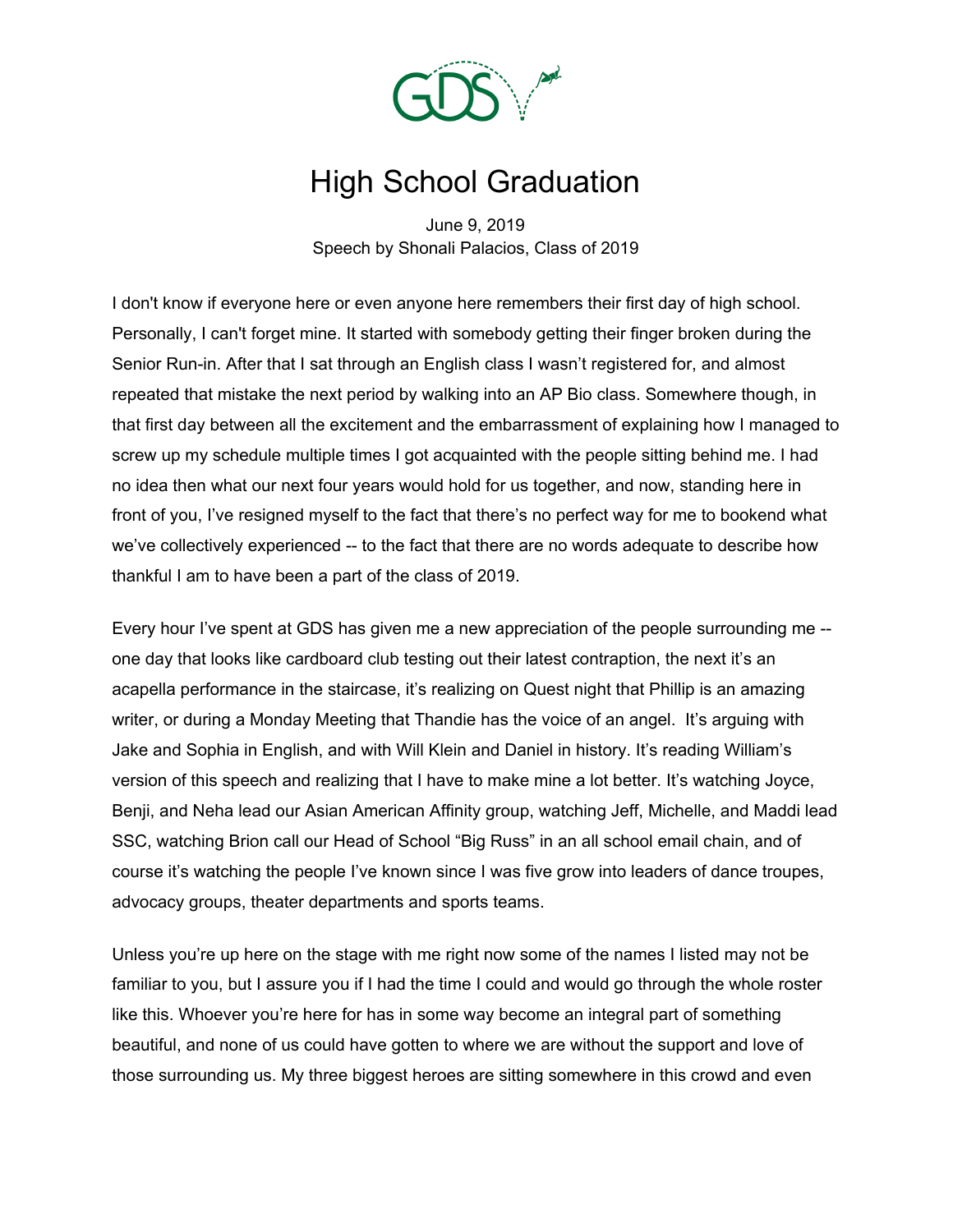# High School Graduation

June 9, 2019
Speech by Shonali Palacios, Class of 2019

I don't know if everyone here or even anyone here remembers their first day of high school. Personally, I can't forget mine. It started with somebody getting their finger broken during the Senior Run-in. After that I sat through an English class I wasn't registered for, and almost repeated that mistake the next period by walking into an AP Bio class. Somewhere though, in that first day between all the excitement and the embarrassment of explaining how I managed to screw up my schedule multiple times I got acquainted with the people sitting behind me. I had no idea then what our next four years would hold for us together, and now, standing here in front of you, I've resigned myself to the fact that there's no perfect way for me to bookend what we've collectively experienced -- to the fact that there are no words adequate to describe how thankful I am to have been a part of the class of 2019.

Every hour I've spent at GDS has given me a new appreciation of the people surrounding me -- one day that looks like cardboard club testing out their latest contraption, the next it's an acapella performance in the staircase, it's realizing on Quest night that Phillip is an amazing writer, or during a Monday Meeting that Thandie has the voice of an angel. It's arguing with Jake and Sophia in English, and with Will Klein and Daniel in history. It's reading William's version of this speech and realizing that I have to make mine a lot better. It's watching Joyce, Benji, and Neha lead our Asian American Affinity group, watching Jeff, Michelle, and Maddi lead SSC, watching Brion call our Head of School "Big Russ" in an all school email chain, and of course it's watching the people I've known since I was five grow into leaders of dance troupes, advocacy groups, theater departments and sports teams.

Unless you're up here on the stage with me right now some of the names I listed may not be familiar to you, but I assure you if I had the time I could and would go through the whole roster like this. Whoever you're here for has in some way become an integral part of something beautiful, and none of us could have gotten to where we are without the support and love of those surrounding us. My three biggest heroes are sitting somewhere in this crowd and even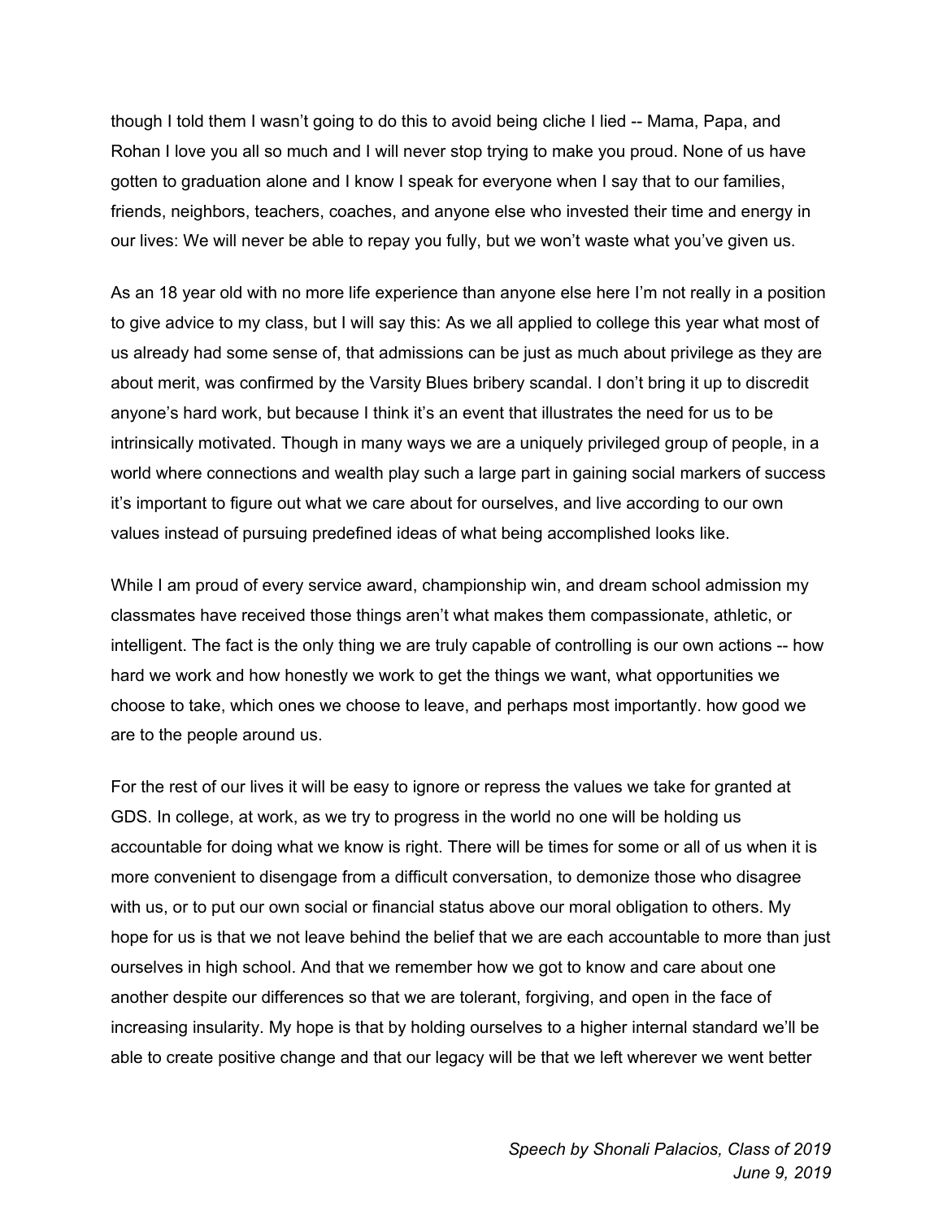though I told them I wasn't going to do this to avoid being cliche I lied -- Mama, Papa, and Rohan I love you all so much and I will never stop trying to make you proud. None of us have gotten to graduation alone and I know I speak for everyone when I say that to our families, friends, neighbors, teachers, coaches, and anyone else who invested their time and energy in our lives: We will never be able to repay you fully, but we won't waste what you've given us.

As an 18 year old with no more life experience than anyone else here I'm not really in a position to give advice to my class, but I will say this: As we all applied to college this year what most of us already had some sense of, that admissions can be just as much about privilege as they are about merit, was confirmed by the Varsity Blues bribery scandal. I don't bring it up to discredit anyone's hard work, but because I think it's an event that illustrates the need for us to be intrinsically motivated. Though in many ways we are a uniquely privileged group of people, in a world where connections and wealth play such a large part in gaining social markers of success it's important to figure out what we care about for ourselves, and live according to our own values instead of pursuing predefined ideas of what being accomplished looks like.

While I am proud of every service award, championship win, and dream school admission my classmates have received those things aren't what makes them compassionate, athletic, or intelligent. The fact is the only thing we are truly capable of controlling is our own actions -- how hard we work and how honestly we work to get the things we want, what opportunities we choose to take, which ones we choose to leave, and perhaps most importantly. how good we are to the people around us.

For the rest of our lives it will be easy to ignore or repress the values we take for granted at GDS. In college, at work, as we try to progress in the world no one will be holding us accountable for doing what we know is right. There will be times for some or all of us when it is more convenient to disengage from a difficult conversation, to demonize those who disagree with us, or to put our own social or financial status above our moral obligation to others. My hope for us is that we not leave behind the belief that we are each accountable to more than just ourselves in high school. And that we remember how we got to know and care about one another despite our differences so that we are tolerant, forgiving, and open in the face of increasing insularity. My hope is that by holding ourselves to a higher internal standard we'll be able to create positive change and that our legacy will be that we left wherever we went better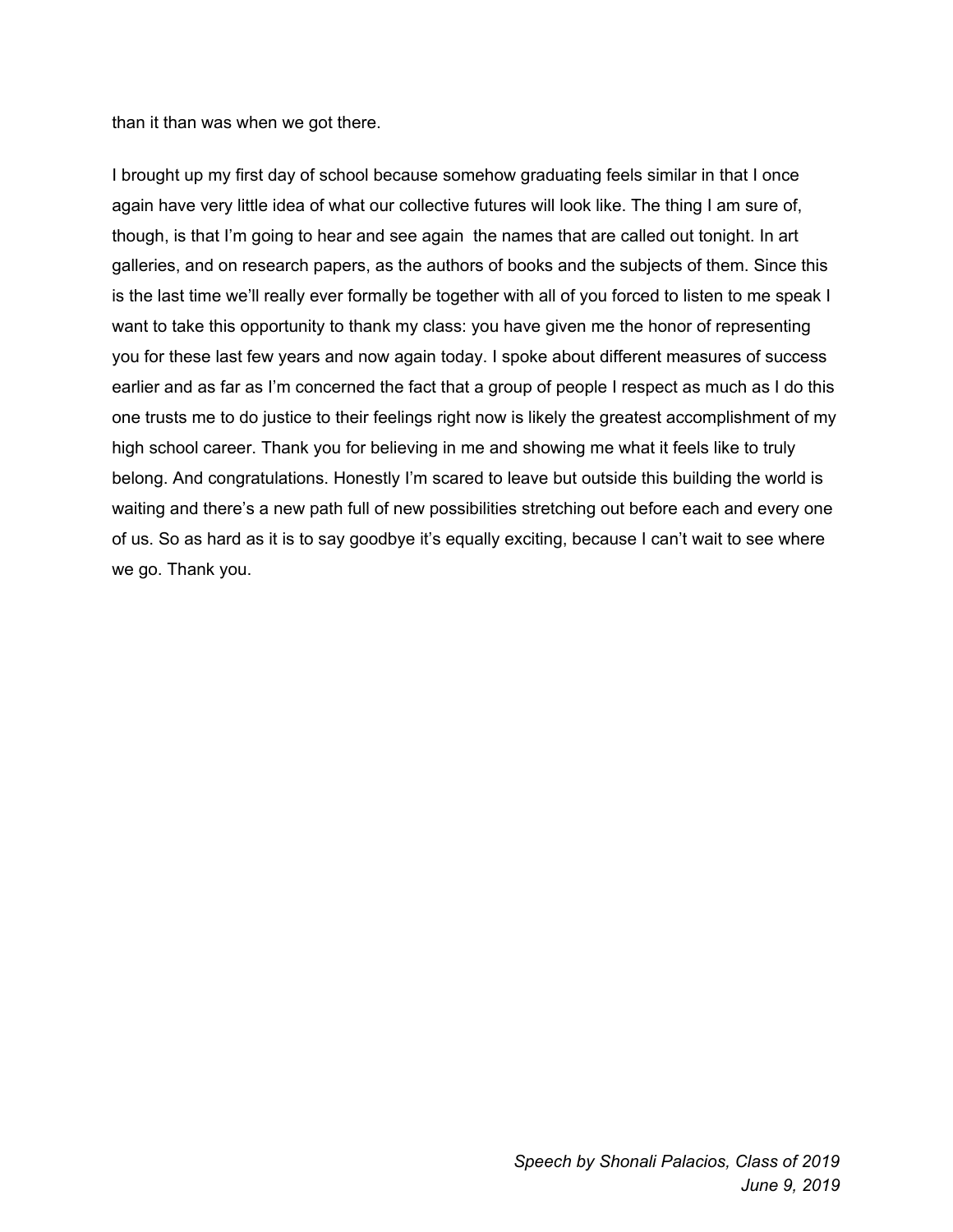than it than was when we got there.

I brought up my first day of school because somehow graduating feels similar in that I once again have very little idea of what our collective futures will look like. The thing I am sure of, though, is that I'm going to hear and see again  the names that are called out tonight. In art galleries, and on research papers, as the authors of books and the subjects of them. Since this is the last time we'll really ever formally be together with all of you forced to listen to me speak I want to take this opportunity to thank my class: you have given me the honor of representing you for these last few years and now again today. I spoke about different measures of success earlier and as far as I'm concerned the fact that a group of people I respect as much as I do this one trusts me to do justice to their feelings right now is likely the greatest accomplishment of my high school career. Thank you for believing in me and showing me what it feels like to truly belong. And congratulations. Honestly I'm scared to leave but outside this building the world is waiting and there's a new path full of new possibilities stretching out before each and every one of us. So as hard as it is to say goodbye it's equally exciting, because I can't wait to see where we go. Thank you.

*Speech by Shonali Palacios, Class of 2019*
*June 9, 2019*